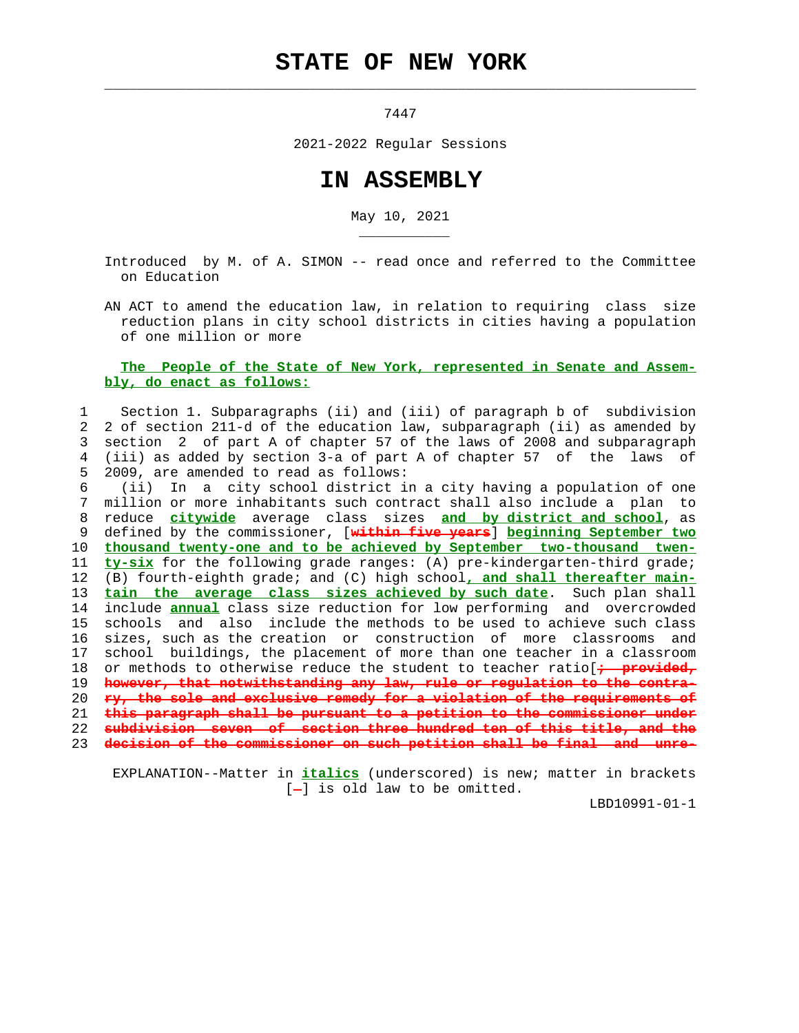# STATE OF NEW YORK

7447

2021-2022 Regular Sessions

# IN ASSEMBLY

May 10, 2021

Introduced by M. of A. SIMON -- read once and referred to the Committee on Education

AN ACT to amend the education law, in relation to requiring class size reduction plans in city school districts in cities having a population of one million or more

**The People of the State of New York, represented in Senate and Assembly, do enact as follows:**

1 Section 1. Subparagraphs (ii) and (iii) of paragraph b of subdivision
2 2 of section 211-d of the education law, subparagraph (ii) as amended by
3 section 2 of part A of chapter 57 of the laws of 2008 and subparagraph
4 (iii) as added by section 3-a of part A of chapter 57 of the laws of
5 2009, are amended to read as follows:
6 (ii) In a city school district in a city having a population of one
7 million or more inhabitants such contract shall also include a plan to
8 reduce *citywide* average class sizes *and by district and school*, as
9 defined by the commissioner, [within five years] *beginning September two*
10 *thousand twenty-one and to be achieved by September two-thousand twen-*
11 *ty-six* for the following grade ranges: (A) pre-kindergarten-third grade;
12 (B) fourth-eighth grade; and (C) high school*, and shall thereafter main-*
13 *tain the average class sizes achieved by such date*. Such plan shall
14 include *annual* class size reduction for low performing and overcrowded
15 schools and also include the methods to be used to achieve such class
16 sizes, such as the creation or construction of more classrooms and
17 school buildings, the placement of more than one teacher in a classroom
18 or methods to otherwise reduce the student to teacher ratio[; provided,
19 however, that notwithstanding any law, rule or regulation to the contra-
20 ry, the sole and exclusive remedy for a violation of the requirements of
21 this paragraph shall be pursuant to a petition to the commissioner under
22 subdivision seven of section three hundred ten of this title, and the
23 decision of the commissioner on such petition shall be final and unre-

EXPLANATION--Matter in *italics* (underscored) is new; matter in brackets [-] is old law to be omitted.

LBD10991-01-1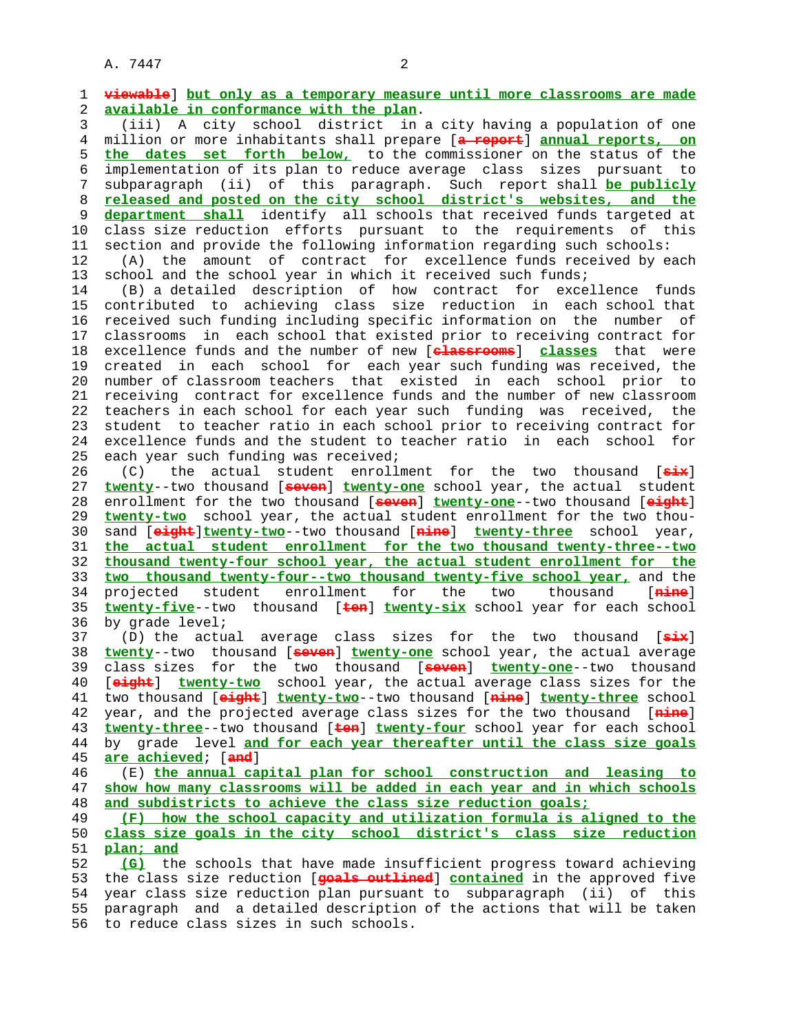viewable] but only as a temporary measure until more classrooms are made available in conformance with the plan.

(iii) A city school district in a city having a population of one million or more inhabitants shall prepare [a report] annual reports, on the dates set forth below, to the commissioner on the status of the implementation of its plan to reduce average class sizes pursuant to subparagraph (ii) of this paragraph. Such report shall be publicly released and posted on the city school district's websites, and the department shall identify all schools that received funds targeted at class size reduction efforts pursuant to the requirements of this section and provide the following information regarding such schools:

(A) the amount of contract for excellence funds received by each school and the school year in which it received such funds;

(B) a detailed description of how contract for excellence funds contributed to achieving class size reduction in each school that received such funding including specific information on the number of classrooms in each school that existed prior to receiving contract for excellence funds and the number of new [classrooms] classes that were created in each school for each year such funding was received, the number of classroom teachers that existed in each school prior to receiving contract for excellence funds and the number of new classroom teachers in each school for each year such funding was received, the student to teacher ratio in each school prior to receiving contract for excellence funds and the student to teacher ratio in each school for each year such funding was received;

(C) the actual student enrollment for the two thousand [six] twenty--two thousand [seven] twenty-one school year, the actual student enrollment for the two thousand [seven] twenty-one--two thousand [eight] twenty-two school year, the actual student enrollment for the two thousand [eight]twenty-two--two thousand [nine] twenty-three school year, the actual student enrollment for the two thousand twenty-three--two thousand twenty-four school year, the actual student enrollment for the two thousand twenty-four--two thousand twenty-five school year, and the projected student enrollment for the two thousand [nine] twenty-five--two thousand [ten] twenty-six school year for each school by grade level;

(D) the actual average class sizes for the two thousand [six] twenty--two thousand [seven] twenty-one school year, the actual average class sizes for the two thousand [seven] twenty-one--two thousand [eight] twenty-two school year, the actual average class sizes for the two thousand [eight] twenty-two--two thousand [nine] twenty-three school year, and the projected average class sizes for the two thousand [nine] twenty-three--two thousand [ten] twenty-four school year for each school by grade level and for each year thereafter until the class size goals are achieved; [and]

(E) the annual capital plan for school construction and leasing to show how many classrooms will be added in each year and in which schools and subdistricts to achieve the class size reduction goals;

(F) how the school capacity and utilization formula is aligned to the class size goals in the city school district's class size reduction plan; and

(G) the schools that have made insufficient progress toward achieving the class size reduction [goals outlined] contained in the approved five year class size reduction plan pursuant to subparagraph (ii) of this paragraph and a detailed description of the actions that will be taken to reduce class sizes in such schools.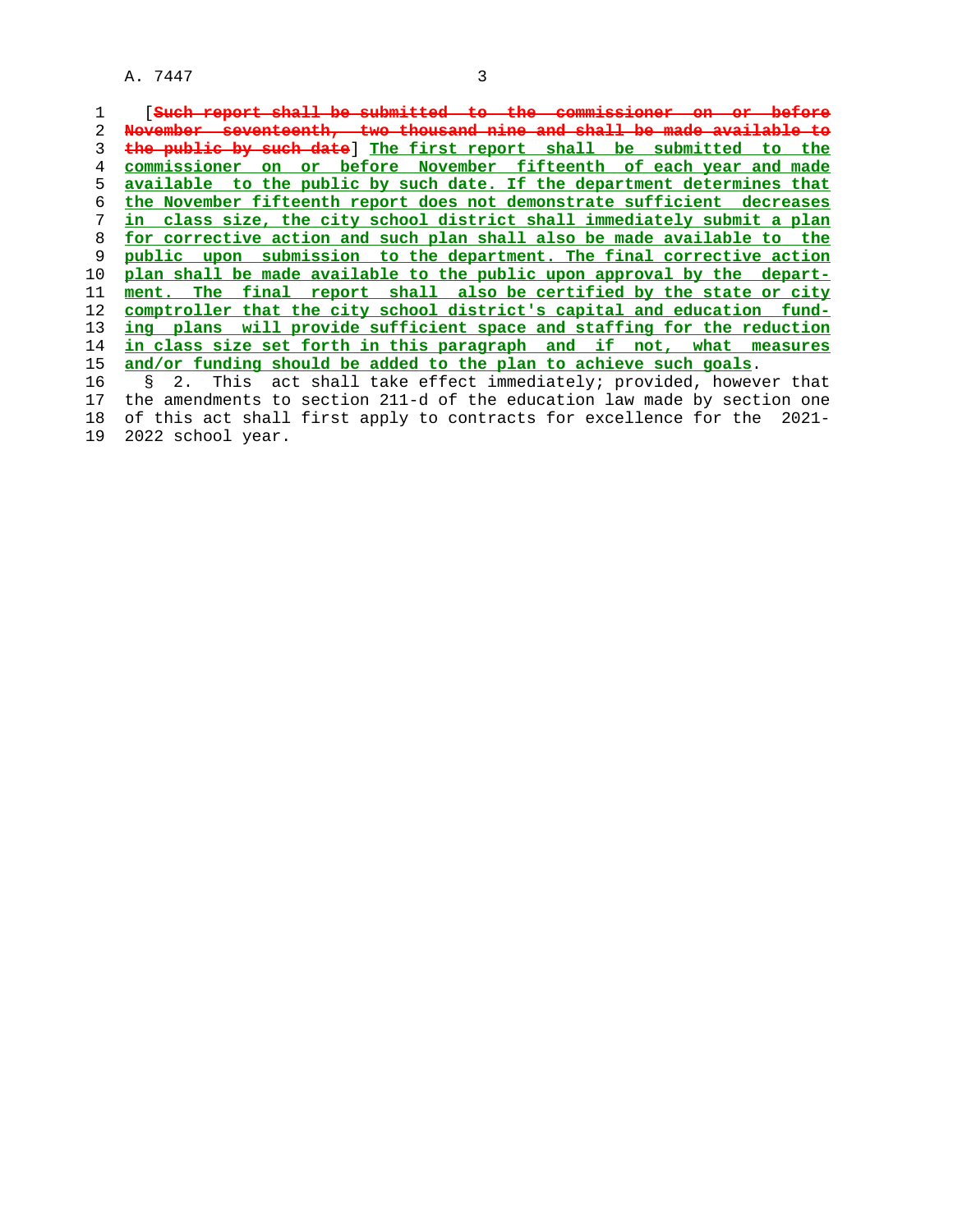[~~Such report shall be submitted to the commissioner on or before November seventeenth, two thousand nine and shall be made available to the public by such date~~] <u>The first report shall be submitted to the commissioner on or before November fifteenth of each year and made available to the public by such date. If the department determines that the November fifteenth report does not demonstrate sufficient decreases in class size, the city school district shall immediately submit a plan for corrective action and such plan shall also be made available to the public upon submission to the department. The final corrective action plan shall be made available to the public upon approval by the department. The final report shall also be certified by the state or city comptroller that the city school district's capital and education funding plans will provide sufficient space and staffing for the reduction in class size set forth in this paragraph and if not, what measures and/or funding should be added to the plan to achieve such goals</u>.

§ 2. This act shall take effect immediately; provided, however that the amendments to section 211-d of the education law made by section one of this act shall first apply to contracts for excellence for the 2021-2022 school year.